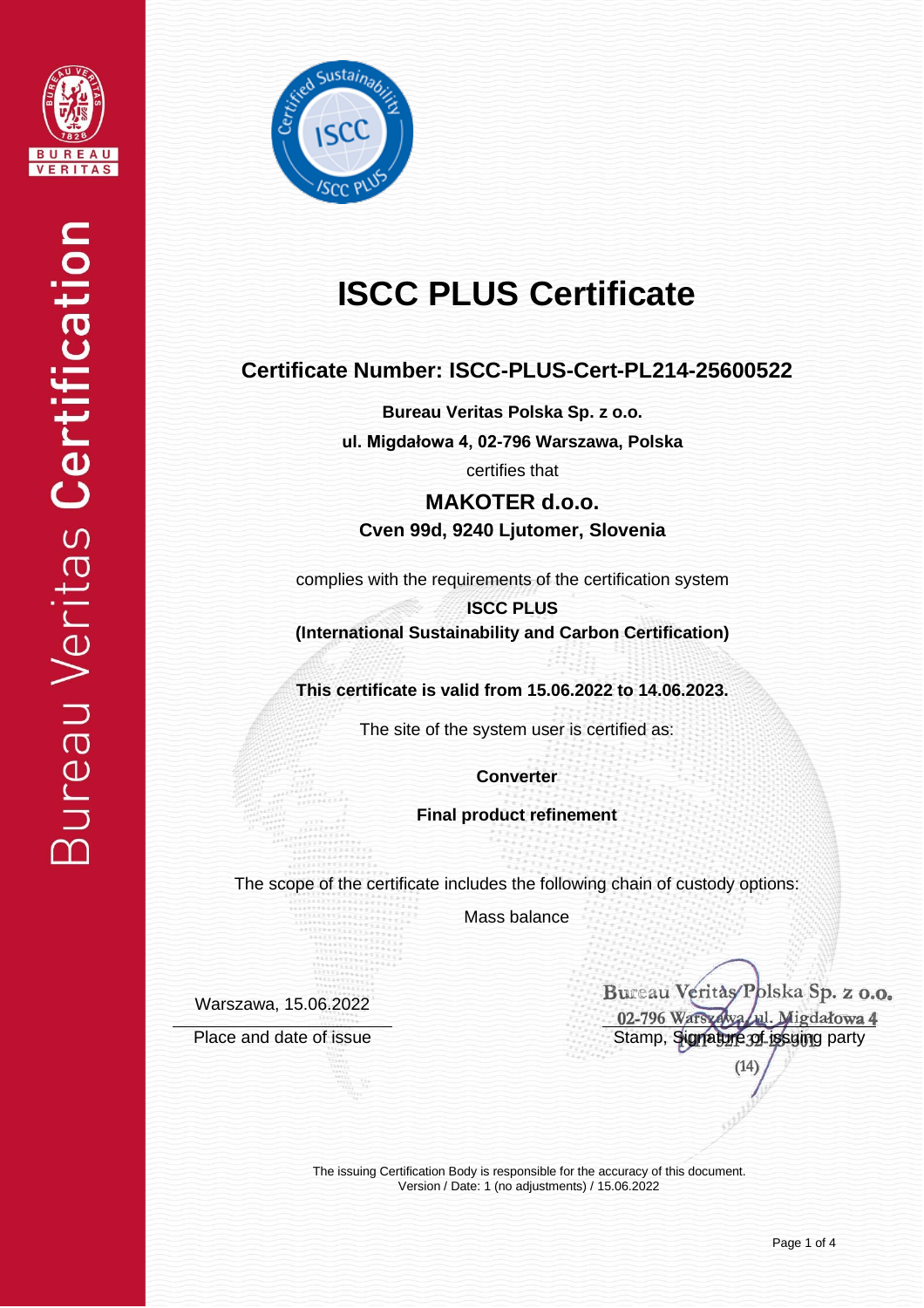# ISCC PLUS Certificate

## Certificate Number: ISCC-PLUS-Cert-PL214-25600522

**Bureau Veritas Polska Sp. z o.o.**

**ul. Migdałowa 4, 02-796 Warszawa, Polska**

certifies that

**MAKOTER d.o.o.**

**Cven 99d, 9240 Ljutomer, Slovenia**

complies with the requirements of the certification system

**ISCC PLUS**

**(International Sustainability and Carbon Certification)**

**This certificate is valid from 15.06.2022 to 14.06.2023.**

The site of the system user is certified as:

**Converter**

**Final product refinement**

The scope of the certificate includes the following chain of custody options:

Mass balance

Warszawa, 15.06.2022

Place and date of issue

Bureau Veritas Polska Sp. z o.o.
02-796 Warszawa, ul. Migdałowa 4
(14)

Stamp, Signature of issuing party

The issuing Certification Body is responsible for the accuracy of this document.
Version / Date: 1 (no adjustments) / 15.06.2022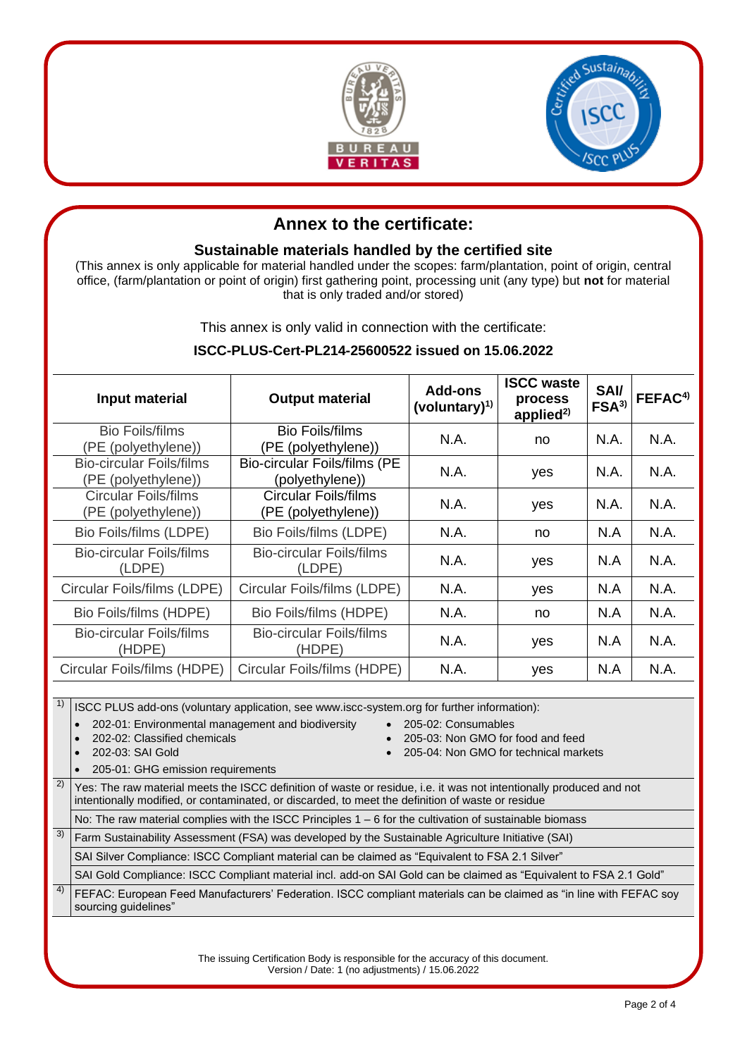# Annex to the certificate:

## Sustainable materials handled by the certified site

(This annex is only applicable for material handled under the scopes: farm/plantation, point of origin, central office, (farm/plantation or point of origin) first gathering point, processing unit (any type) but **not** for material that is only traded and/or stored)

This annex is only valid in connection with the certificate:

**ISCC-PLUS-Cert-PL214-25600522 issued on 15.06.2022**

| Input material | Output material | Add-ons (voluntary)[1] | ISCC waste process applied[2] | SAI/ FSA[3] | FEFAC[4] |
|---|---|---|---|---|---|
| Bio Foils/films (PE (polyethylene)) | Bio Foils/films (PE (polyethylene)) | N.A. | no | N.A. | N.A. |
| Bio-circular Foils/films (PE (polyethylene)) | Bio-circular Foils/films (PE (polyethylene)) | N.A. | yes | N.A. | N.A. |
| Circular Foils/films (PE (polyethylene)) | Circular Foils/films (PE (polyethylene)) | N.A. | yes | N.A. | N.A. |
| Bio Foils/films (LDPE) | Bio Foils/films (LDPE) | N.A. | no | N.A | N.A. |
| Bio-circular Foils/films (LDPE) | Bio-circular Foils/films (LDPE) | N.A. | yes | N.A | N.A. |
| Circular Foils/films (LDPE) | Circular Foils/films (LDPE) | N.A. | yes | N.A | N.A. |
| Bio Foils/films (HDPE) | Bio Foils/films (HDPE) | N.A. | no | N.A | N.A. |
| Bio-circular Foils/films (HDPE) | Bio-circular Foils/films (HDPE) | N.A. | yes | N.A | N.A. |
| Circular Foils/films (HDPE) | Circular Foils/films (HDPE) | N.A. | yes | N.A | N.A. |

[1] ISCC PLUS add-ons (voluntary application, see www.iscc-system.org for further information):

- 202-01: Environmental management and biodiversity
- 202-02: Classified chemicals
- 202-03: SAI Gold
- 205-01: GHG emission requirements
- 205-02: Consumables
- 205-03: Non GMO for food and feed
- 205-04: Non GMO for technical markets

[2] Yes: The raw material meets the ISCC definition of waste or residue, i.e. it was not intentionally produced and not intentionally modified, or contaminated, or discarded, to meet the definition of waste or residue

No: The raw material complies with the ISCC Principles 1 – 6 for the cultivation of sustainable biomass

[3] Farm Sustainability Assessment (FSA) was developed by the Sustainable Agriculture Initiative (SAI)

SAI Silver Compliance: ISCC Compliant material can be claimed as "Equivalent to FSA 2.1 Silver"

SAI Gold Compliance: ISCC Compliant material incl. add-on SAI Gold can be claimed as "Equivalent to FSA 2.1 Gold"

[4] FEFAC: European Feed Manufacturers' Federation. ISCC compliant materials can be claimed as "in line with FEFAC soy sourcing guidelines"

The issuing Certification Body is responsible for the accuracy of this document.
Version / Date: 1 (no adjustments) / 15.06.2022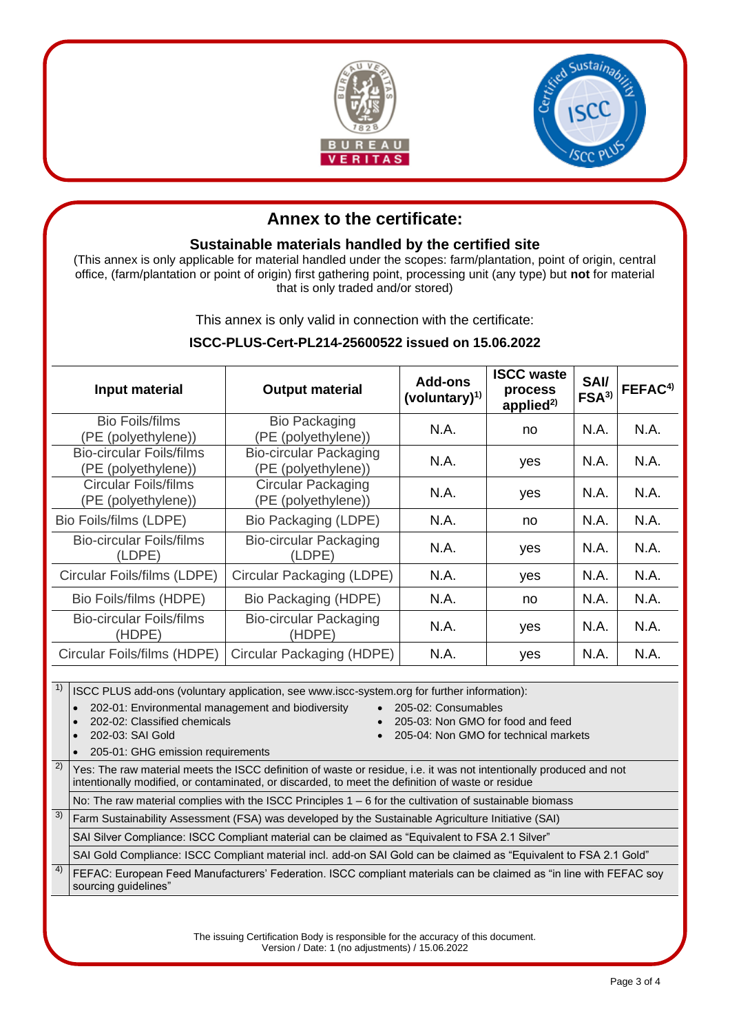# Annex to the certificate:

## Sustainable materials handled by the certified site

(This annex is only applicable for material handled under the scopes: farm/plantation, point of origin, central office, (farm/plantation or point of origin) first gathering point, processing unit (any type) but **not** for material that is only traded and/or stored)

This annex is only valid in connection with the certificate:

**ISCC-PLUS-Cert-PL214-25600522 issued on 15.06.2022**

| Input material | Output material | Add-ons (voluntary)[1] | ISCC waste process applied[2] | SAI/ FSA[3] | FEFAC[4] |
|---|---|---|---|---|---|
| Bio Foils/films (PE (polyethylene)) | Bio Packaging (PE (polyethylene)) | N.A. | no | N.A. | N.A. |
| Bio-circular Foils/films (PE (polyethylene)) | Bio-circular Packaging (PE (polyethylene)) | N.A. | yes | N.A. | N.A. |
| Circular Foils/films (PE (polyethylene)) | Circular Packaging (PE (polyethylene)) | N.A. | yes | N.A. | N.A. |
| Bio Foils/films (LDPE) | Bio Packaging (LDPE) | N.A. | no | N.A. | N.A. |
| Bio-circular Foils/films (LDPE) | Bio-circular Packaging (LDPE) | N.A. | yes | N.A. | N.A. |
| Circular Foils/films (LDPE) | Circular Packaging (LDPE) | N.A. | yes | N.A. | N.A. |
| Bio Foils/films (HDPE) | Bio Packaging (HDPE) | N.A. | no | N.A. | N.A. |
| Bio-circular Foils/films (HDPE) | Bio-circular Packaging (HDPE) | N.A. | yes | N.A. | N.A. |
| Circular Foils/films (HDPE) | Circular Packaging (HDPE) | N.A. | yes | N.A. | N.A. |

[1] ISCC PLUS add-ons (voluntary application, see www.iscc-system.org for further information):

- 202-01: Environmental management and biodiversity
- 202-02: Classified chemicals
- 202-03: SAI Gold
- 205-01: GHG emission requirements
- 205-02: Consumables
- 205-03: Non GMO for food and feed
- 205-04: Non GMO for technical markets

[2] Yes: The raw material meets the ISCC definition of waste or residue, i.e. it was not intentionally produced and not intentionally modified, or contaminated, or discarded, to meet the definition of waste or residue

No: The raw material complies with the ISCC Principles 1 – 6 for the cultivation of sustainable biomass

[3] Farm Sustainability Assessment (FSA) was developed by the Sustainable Agriculture Initiative (SAI)

SAI Silver Compliance: ISCC Compliant material can be claimed as "Equivalent to FSA 2.1 Silver"

SAI Gold Compliance: ISCC Compliant material incl. add-on SAI Gold can be claimed as "Equivalent to FSA 2.1 Gold"

[4] FEFAC: European Feed Manufacturers' Federation. ISCC compliant materials can be claimed as "in line with FEFAC soy sourcing guidelines"

The issuing Certification Body is responsible for the accuracy of this document.
Version / Date: 1 (no adjustments) / 15.06.2022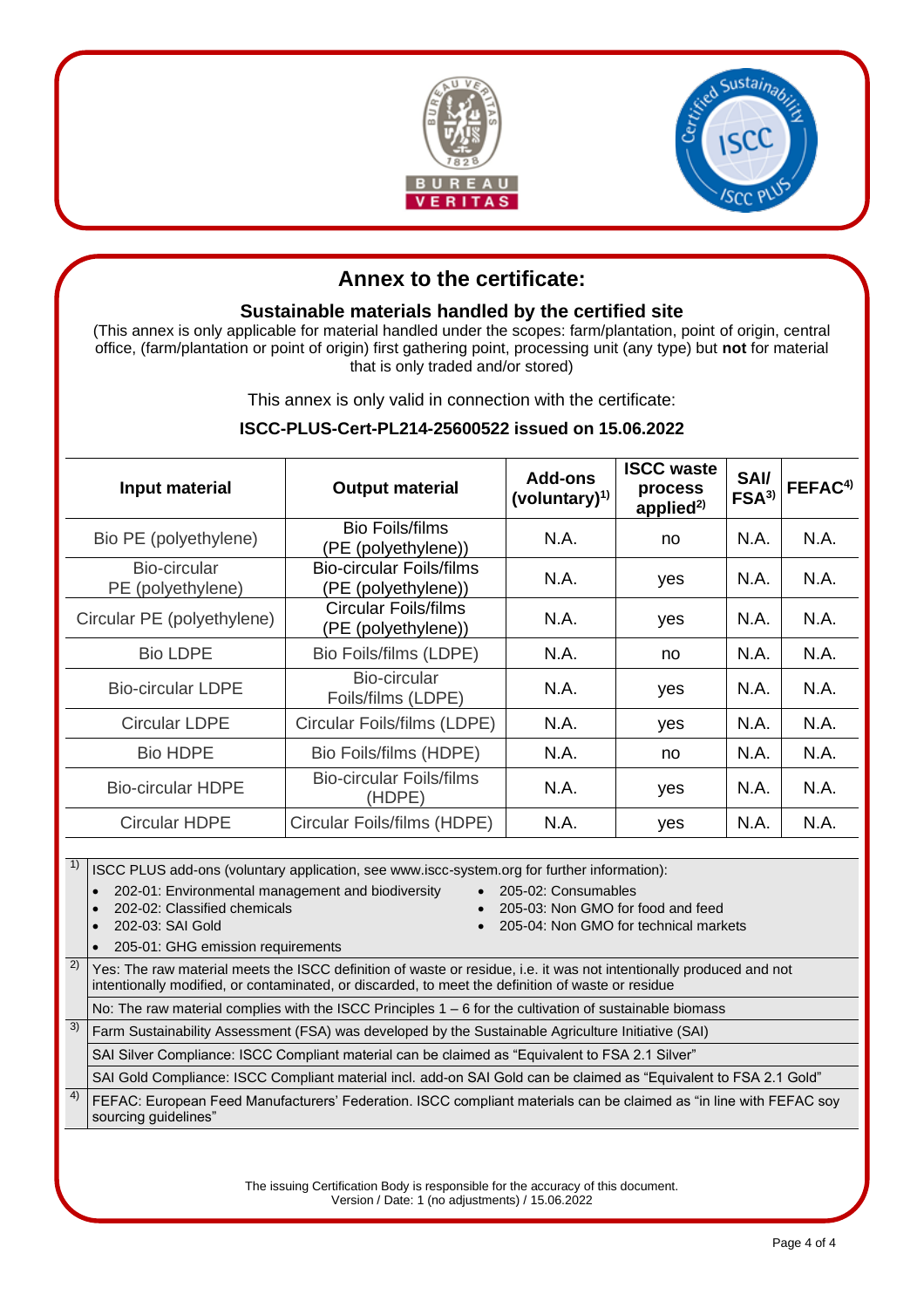## Annex to the certificate:

### Sustainable materials handled by the certified site

(This annex is only applicable for material handled under the scopes: farm/plantation, point of origin, central office, (farm/plantation or point of origin) first gathering point, processing unit (any type) but **not** for material that is only traded and/or stored)

This annex is only valid in connection with the certificate:

**ISCC-PLUS-Cert-PL214-25600522 issued on 15.06.2022**

| Input material | Output material | Add-ons (voluntary)[1] | ISCC waste process applied[2] | SAI/ FSA[3] | FEFAC[4] |
|---|---|---|---|---|---|
| Bio PE (polyethylene) | Bio Foils/films (PE (polyethylene)) | N.A. | no | N.A. | N.A. |
| Bio-circular PE (polyethylene) | Bio-circular Foils/films (PE (polyethylene)) | N.A. | yes | N.A. | N.A. |
| Circular PE (polyethylene) | Circular Foils/films (PE (polyethylene)) | N.A. | yes | N.A. | N.A. |
| Bio LDPE | Bio Foils/films (LDPE) | N.A. | no | N.A. | N.A. |
| Bio-circular LDPE | Bio-circular Foils/films (LDPE) | N.A. | yes | N.A. | N.A. |
| Circular LDPE | Circular Foils/films (LDPE) | N.A. | yes | N.A. | N.A. |
| Bio HDPE | Bio Foils/films (HDPE) | N.A. | no | N.A. | N.A. |
| Bio-circular HDPE | Bio-circular Foils/films (HDPE) | N.A. | yes | N.A. | N.A. |
| Circular HDPE | Circular Foils/films (HDPE) | N.A. | yes | N.A. | N.A. |

[1] ISCC PLUS add-ons (voluntary application, see www.iscc-system.org for further information):

- 202-01: Environmental management and biodiversity
- 202-02: Classified chemicals
- 202-03: SAI Gold
- 205-01: GHG emission requirements
- 205-02: Consumables
- 205-03: Non GMO for food and feed
- 205-04: Non GMO for technical markets

[2] Yes: The raw material meets the ISCC definition of waste or residue, i.e. it was not intentionally produced and not intentionally modified, or contaminated, or discarded, to meet the definition of waste or residue

No: The raw material complies with the ISCC Principles 1 – 6 for the cultivation of sustainable biomass

[3] Farm Sustainability Assessment (FSA) was developed by the Sustainable Agriculture Initiative (SAI)

SAI Silver Compliance: ISCC Compliant material can be claimed as "Equivalent to FSA 2.1 Silver"

SAI Gold Compliance: ISCC Compliant material incl. add-on SAI Gold can be claimed as "Equivalent to FSA 2.1 Gold"

[4] FEFAC: European Feed Manufacturers' Federation. ISCC compliant materials can be claimed as "in line with FEFAC soy sourcing guidelines"

The issuing Certification Body is responsible for the accuracy of this document.
Version / Date: 1 (no adjustments) / 15.06.2022